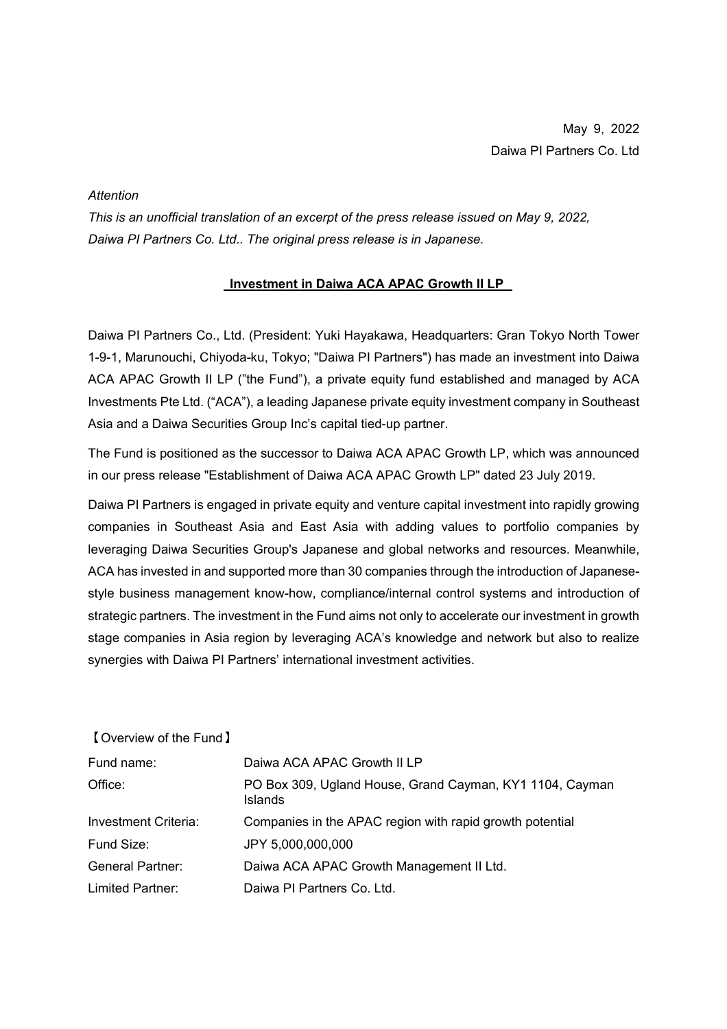May 9, 2022

Daiwa PI Partners Co. Ltd

*Attention*

*This is an unofficial translation of an excerpt of the press release issued on May 9, 2022, Daiwa PI Partners Co. Ltd.. The original press release is in Japanese.*

## Investment in Daiwa ACA APAC Growth II LP

Daiwa PI Partners Co., Ltd. (President: Yuki Hayakawa, Headquarters: Gran Tokyo North Tower 1-9-1, Marunouchi, Chiyoda-ku, Tokyo; "Daiwa PI Partners") has made an investment into Daiwa ACA APAC Growth II LP ("the Fund"), a private equity fund established and managed by ACA Investments Pte Ltd. ("ACA"), a leading Japanese private equity investment company in Southeast Asia and a Daiwa Securities Group Inc's capital tied-up partner.

The Fund is positioned as the successor to Daiwa ACA APAC Growth LP, which was announced in our press release "Establishment of Daiwa ACA APAC Growth LP" dated 23 July 2019.

Daiwa PI Partners is engaged in private equity and venture capital investment into rapidly growing companies in Southeast Asia and East Asia with adding values to portfolio companies by leveraging Daiwa Securities Group's Japanese and global networks and resources. Meanwhile, ACA has invested in and supported more than 30 companies through the introduction of Japanese-style business management know-how, compliance/internal control systems and introduction of strategic partners. The investment in the Fund aims not only to accelerate our investment in growth stage companies in Asia region by leveraging ACA's knowledge and network but also to realize synergies with Daiwa PI Partners' international investment activities.

【Overview of the Fund】

| | |
|---|---|
| Fund name: | Daiwa ACA APAC Growth II LP |
| Office: | PO Box 309, Ugland House, Grand Cayman, KY1 1104, Cayman Islands |
| Investment Criteria: | Companies in the APAC region with rapid growth potential |
| Fund Size: | JPY 5,000,000,000 |
| General Partner: | Daiwa ACA APAC Growth Management II Ltd. |
| Limited Partner: | Daiwa PI Partners Co. Ltd. |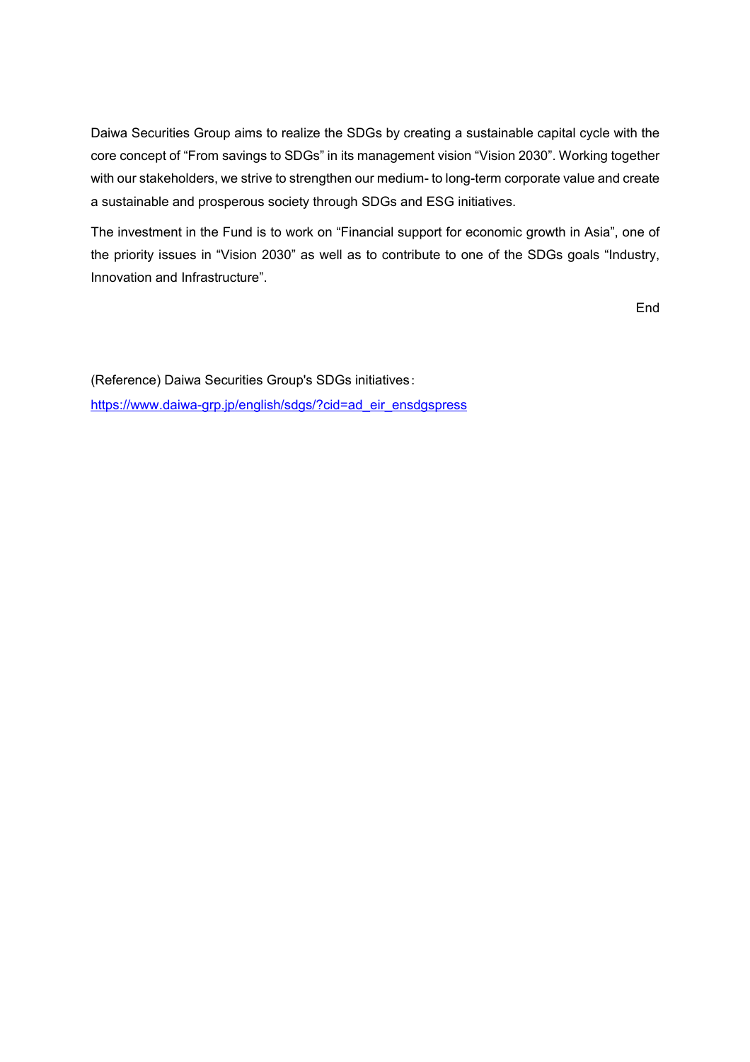Daiwa Securities Group aims to realize the SDGs by creating a sustainable capital cycle with the core concept of "From savings to SDGs" in its management vision "Vision 2030". Working together with our stakeholders, we strive to strengthen our medium- to long-term corporate value and create a sustainable and prosperous society through SDGs and ESG initiatives.

The investment in the Fund is to work on "Financial support for economic growth in Asia", one of the priority issues in "Vision 2030" as well as to contribute to one of the SDGs goals "Industry, Innovation and Infrastructure".

End

(Reference) Daiwa Securities Group's SDGs initiatives：
https://www.daiwa-grp.jp/english/sdgs/?cid=ad_eir_ensdgspress